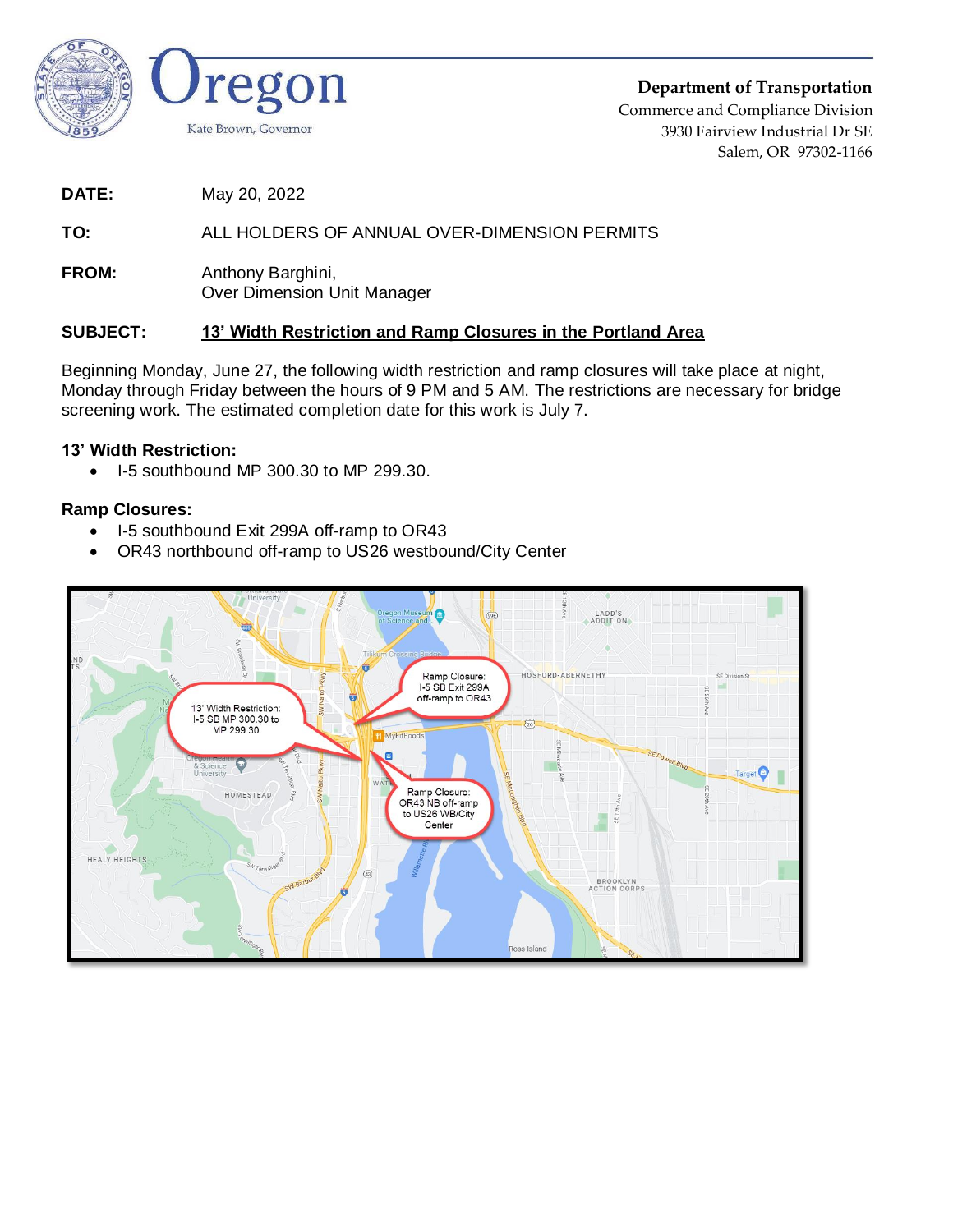Oregon

Kate Brown, Governor

**Department of Transportation**
Commerce and Compliance Division
3930 Fairview Industrial Dr SE
Salem, OR 97302-1166

**DATE:** May 20, 2022

**TO:** ALL HOLDERS OF ANNUAL OVER-DIMENSION PERMITS

**FROM:** Anthony Barghini,
Over Dimension Unit Manager

**SUBJECT:** **13' Width Restriction and Ramp Closures in the Portland Area**

Beginning Monday, June 27, the following width restriction and ramp closures will take place at night, Monday through Friday between the hours of 9 PM and 5 AM. The restrictions are necessary for bridge screening work. The estimated completion date for this work is July 7.

**13' Width Restriction:**

- I-5 southbound MP 300.30 to MP 299.30.

**Ramp Closures:**

- I-5 southbound Exit 299A off-ramp to OR43
- OR43 northbound off-ramp to US26 westbound/City Center

Ramp Closure: I-5 SB Exit 299A off-ramp to OR43

13' Width Restriction: I-5 SB MP 300.30 to MP 299.30

Ramp Closure: OR43 NB off-ramp to US26 WB/City Center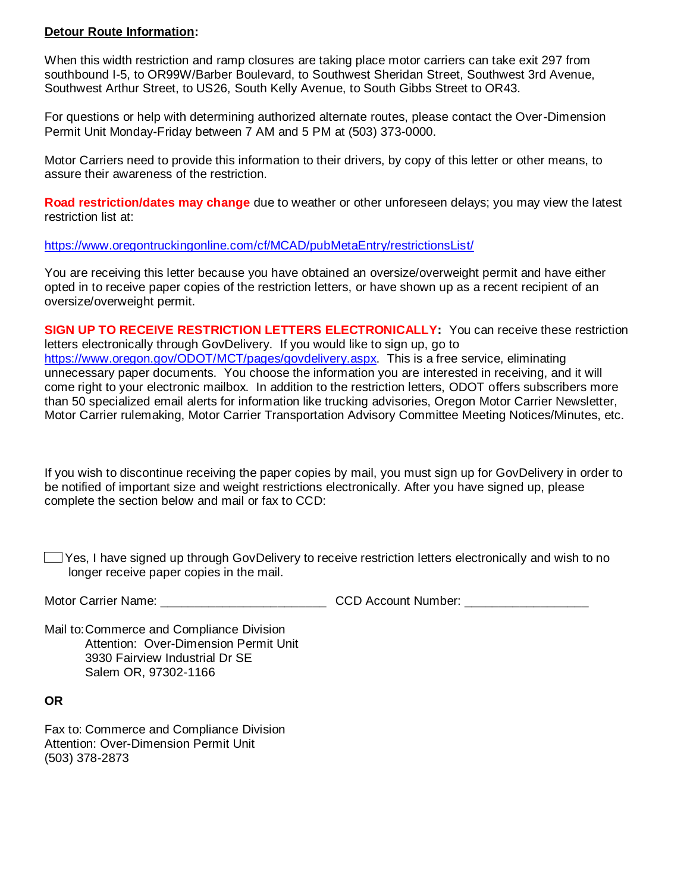**Detour Route Information:**

When this width restriction and ramp closures are taking place motor carriers can take exit 297 from southbound I-5, to OR99W/Barber Boulevard, to Southwest Sheridan Street, Southwest 3rd Avenue, Southwest Arthur Street, to US26, South Kelly Avenue, to South Gibbs Street to OR43.

For questions or help with determining authorized alternate routes, please contact the Over-Dimension Permit Unit Monday-Friday between 7 AM and 5 PM at (503) 373-0000.

Motor Carriers need to provide this information to their drivers, by copy of this letter or other means, to assure their awareness of the restriction.

**Road restriction/dates may change** due to weather or other unforeseen delays; you may view the latest restriction list at:

https://www.oregontruckingonline.com/cf/MCAD/pubMetaEntry/restrictionsList/

You are receiving this letter because you have obtained an oversize/overweight permit and have either opted in to receive paper copies of the restriction letters, or have shown up as a recent recipient of an oversize/overweight permit.

**SIGN UP TO RECEIVE RESTRICTION LETTERS ELECTRONICALLY:** You can receive these restriction letters electronically through GovDelivery. If you would like to sign up, go to https://www.oregon.gov/ODOT/MCT/pages/govdelivery.aspx. This is a free service, eliminating unnecessary paper documents. You choose the information you are interested in receiving, and it will come right to your electronic mailbox. In addition to the restriction letters, ODOT offers subscribers more than 50 specialized email alerts for information like trucking advisories, Oregon Motor Carrier Newsletter, Motor Carrier rulemaking, Motor Carrier Transportation Advisory Committee Meeting Notices/Minutes, etc.

If you wish to discontinue receiving the paper copies by mail, you must sign up for GovDelivery in order to be notified of important size and weight restrictions electronically. After you have signed up, please complete the section below and mail or fax to CCD:

☐ Yes, I have signed up through GovDelivery to receive restriction letters electronically and wish to no longer receive paper copies in the mail.

Motor Carrier Name: ________________________ CCD Account Number: __________________

Mail to: Commerce and Compliance Division
Attention: Over-Dimension Permit Unit
3930 Fairview Industrial Dr SE
Salem OR, 97302-1166

**OR**

Fax to: Commerce and Compliance Division
Attention: Over-Dimension Permit Unit
(503) 378-2873